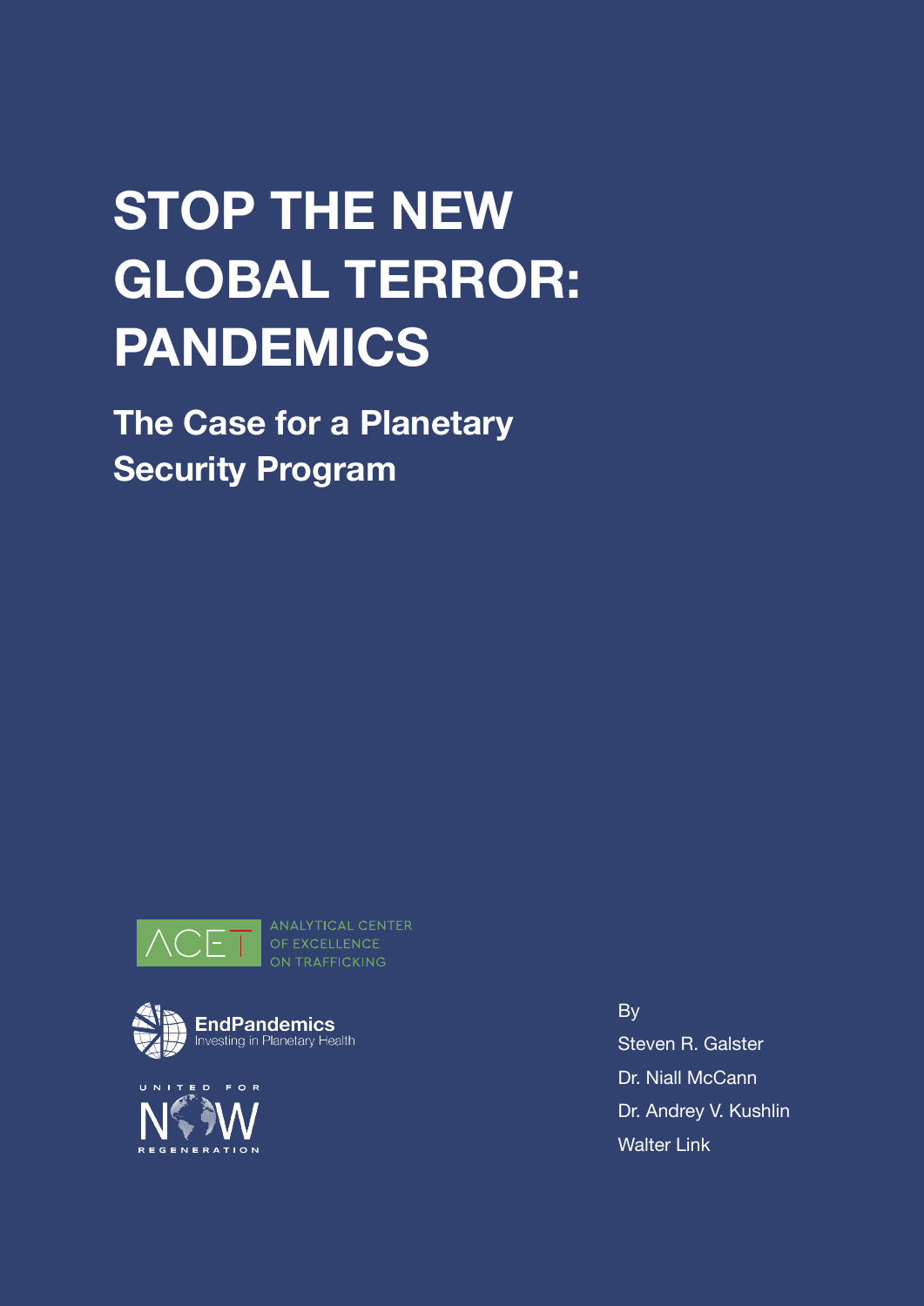# STOP THE NEW GLOBAL TERROR: PANDEMICS

## The Case for a Planetary Security Program

ACET ANALYTICAL CENTER OF EXCELLENCE ON TRAFFICKING

EndPandemics Investing in Planetary Health

UNITED FOR NOW REGENERATION

By
Steven R. Galster
Dr. Niall McCann
Dr. Andrey V. Kushlin
Walter Link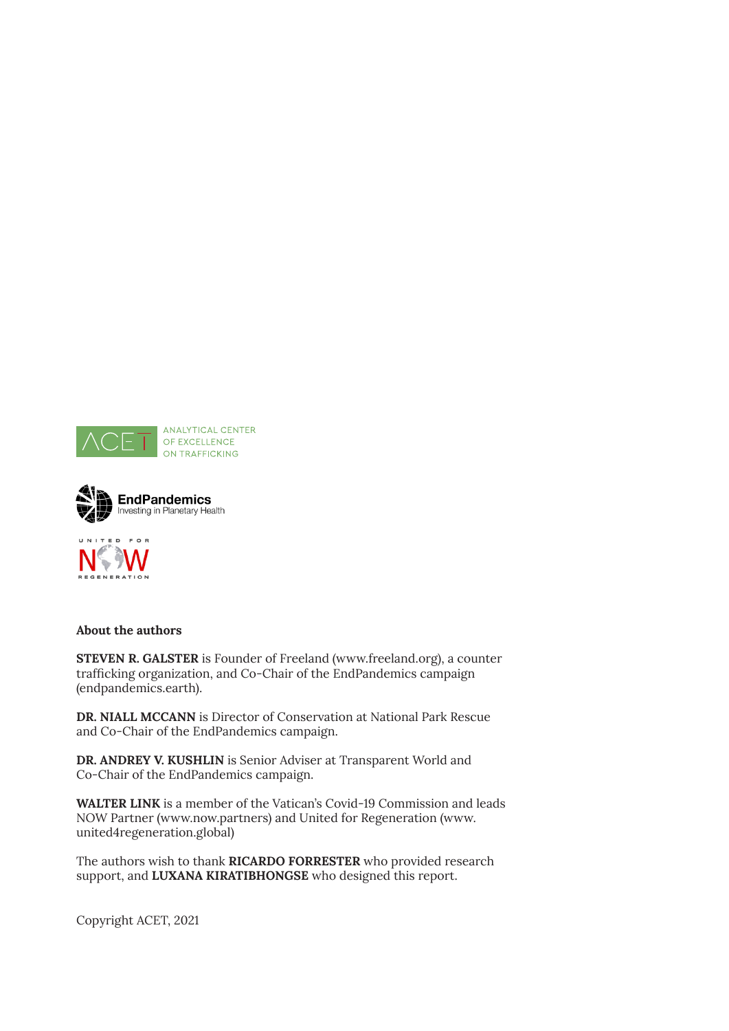ANALYTICAL CENTER OF EXCELLENCE ON TRAFFICKING

EndPandemics
Investing in Planetary Health

UNITED FOR NOW REGENERATION

**About the authors**

**STEVEN R. GALSTER** is Founder of Freeland (www.freeland.org), a counter trafficking organization, and Co-Chair of the EndPandemics campaign (endpandemics.earth).

**DR. NIALL MCCANN** is Director of Conservation at National Park Rescue and Co-Chair of the EndPandemics campaign.

**DR. ANDREY V. KUSHLIN** is Senior Adviser at Transparent World and Co-Chair of the EndPandemics campaign.

**WALTER LINK** is a member of the Vatican's Covid-19 Commission and leads NOW Partner (www.now.partners) and United for Regeneration (www.united4regeneration.global)

The authors wish to thank **RICARDO FORRESTER** who provided research support, and **LUXANA KIRATIBHONGSE** who designed this report.

Copyright ACET, 2021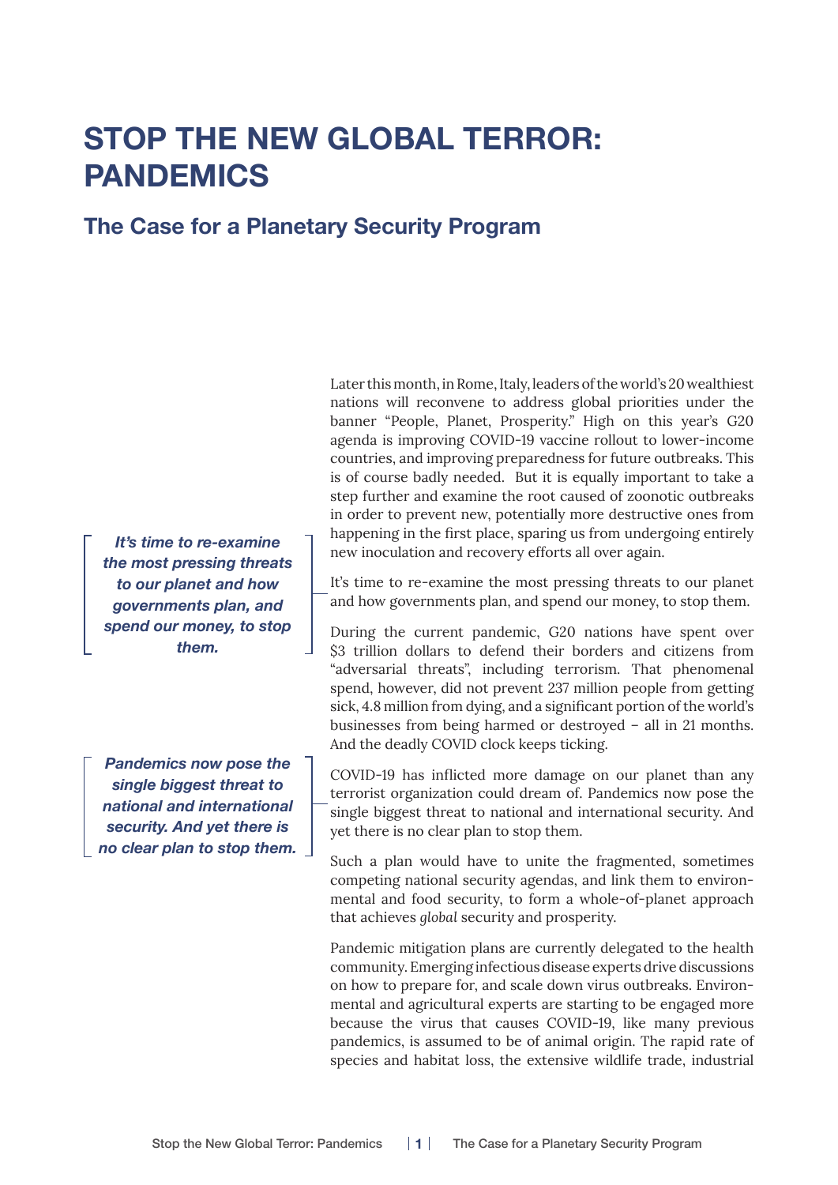# STOP THE NEW GLOBAL TERROR: PANDEMICS

## The Case for a Planetary Security Program

> *It's time to re-examine the most pressing threats to our planet and how governments plan, and spend our money, to stop them.*

> *Pandemics now pose the single biggest threat to national and international security. And yet there is no clear plan to stop them.*

Later this month, in Rome, Italy, leaders of the world's 20 wealthiest nations will reconvene to address global priorities under the banner "People, Planet, Prosperity." High on this year's G20 agenda is improving COVID-19 vaccine rollout to lower-income countries, and improving preparedness for future outbreaks. This is of course badly needed. But it is equally important to take a step further and examine the root caused of zoonotic outbreaks in order to prevent new, potentially more destructive ones from happening in the first place, sparing us from undergoing entirely new inoculation and recovery efforts all over again.

It's time to re-examine the most pressing threats to our planet and how governments plan, and spend our money, to stop them.

During the current pandemic, G20 nations have spent over $3 trillion dollars to defend their borders and citizens from "adversarial threats", including terrorism. That phenomenal spend, however, did not prevent 237 million people from getting sick, 4.8 million from dying, and a significant portion of the world's businesses from being harmed or destroyed – all in 21 months. And the deadly COVID clock keeps ticking.

COVID-19 has inflicted more damage on our planet than any terrorist organization could dream of. Pandemics now pose the single biggest threat to national and international security. And yet there is no clear plan to stop them.

Such a plan would have to unite the fragmented, sometimes competing national security agendas, and link them to environmental and food security, to form a whole-of-planet approach that achieves *global* security and prosperity.

Pandemic mitigation plans are currently delegated to the health community. Emerging infectious disease experts drive discussions on how to prepare for, and scale down virus outbreaks. Environmental and agricultural experts are starting to be engaged more because the virus that causes COVID-19, like many previous pandemics, is assumed to be of animal origin. The rapid rate of species and habitat loss, the extensive wildlife trade, industrial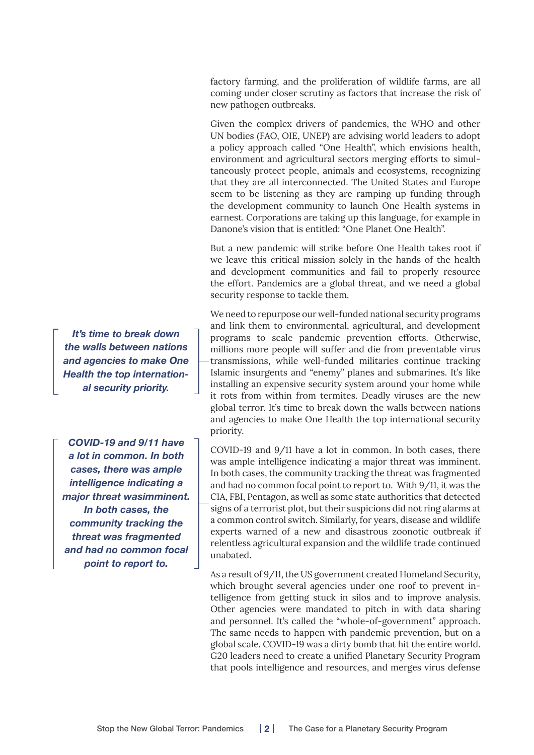factory farming, and the proliferation of wildlife farms, are all coming under closer scrutiny as factors that increase the risk of new pathogen outbreaks.

Given the complex drivers of pandemics, the WHO and other UN bodies (FAO, OIE, UNEP) are advising world leaders to adopt a policy approach called "One Health", which envisions health, environment and agricultural sectors merging efforts to simultaneously protect people, animals and ecosystems, recognizing that they are all interconnected. The United States and Europe seem to be listening as they are ramping up funding through the development community to launch One Health systems in earnest. Corporations are taking up this language, for example in Danone's vision that is entitled: "One Planet One Health".

But a new pandemic will strike before One Health takes root if we leave this critical mission solely in the hands of the health and development communities and fail to properly resource the effort. Pandemics are a global threat, and we need a global security response to tackle them.

> ***It's time to break down the walls between nations and agencies to make One Health the top international security priority.***

We need to repurpose our well-funded national security programs and link them to environmental, agricultural, and development programs to scale pandemic prevention efforts. Otherwise, millions more people will suffer and die from preventable virus transmissions, while well-funded militaries continue tracking Islamic insurgents and "enemy" planes and submarines. It's like installing an expensive security system around your home while it rots from within from termites. Deadly viruses are the new global terror. It's time to break down the walls between nations and agencies to make One Health the top international security priority.

> ***COVID-19 and 9/11 have a lot in common. In both cases, there was ample intelligence indicating a major threat wasimminent. In both cases, the community tracking the threat was fragmented and had no common focal point to report to.***

COVID-19 and 9/11 have a lot in common. In both cases, there was ample intelligence indicating a major threat was imminent. In both cases, the community tracking the threat was fragmented and had no common focal point to report to. With 9/11, it was the CIA, FBI, Pentagon, as well as some state authorities that detected signs of a terrorist plot, but their suspicions did not ring alarms at a common control switch. Similarly, for years, disease and wildlife experts warned of a new and disastrous zoonotic outbreak if relentless agricultural expansion and the wildlife trade continued unabated.

As a result of 9/11, the US government created Homeland Security, which brought several agencies under one roof to prevent intelligence from getting stuck in silos and to improve analysis. Other agencies were mandated to pitch in with data sharing and personnel. It's called the "whole-of-government" approach. The same needs to happen with pandemic prevention, but on a global scale. COVID-19 was a dirty bomb that hit the entire world. G20 leaders need to create a unified Planetary Security Program that pools intelligence and resources, and merges virus defense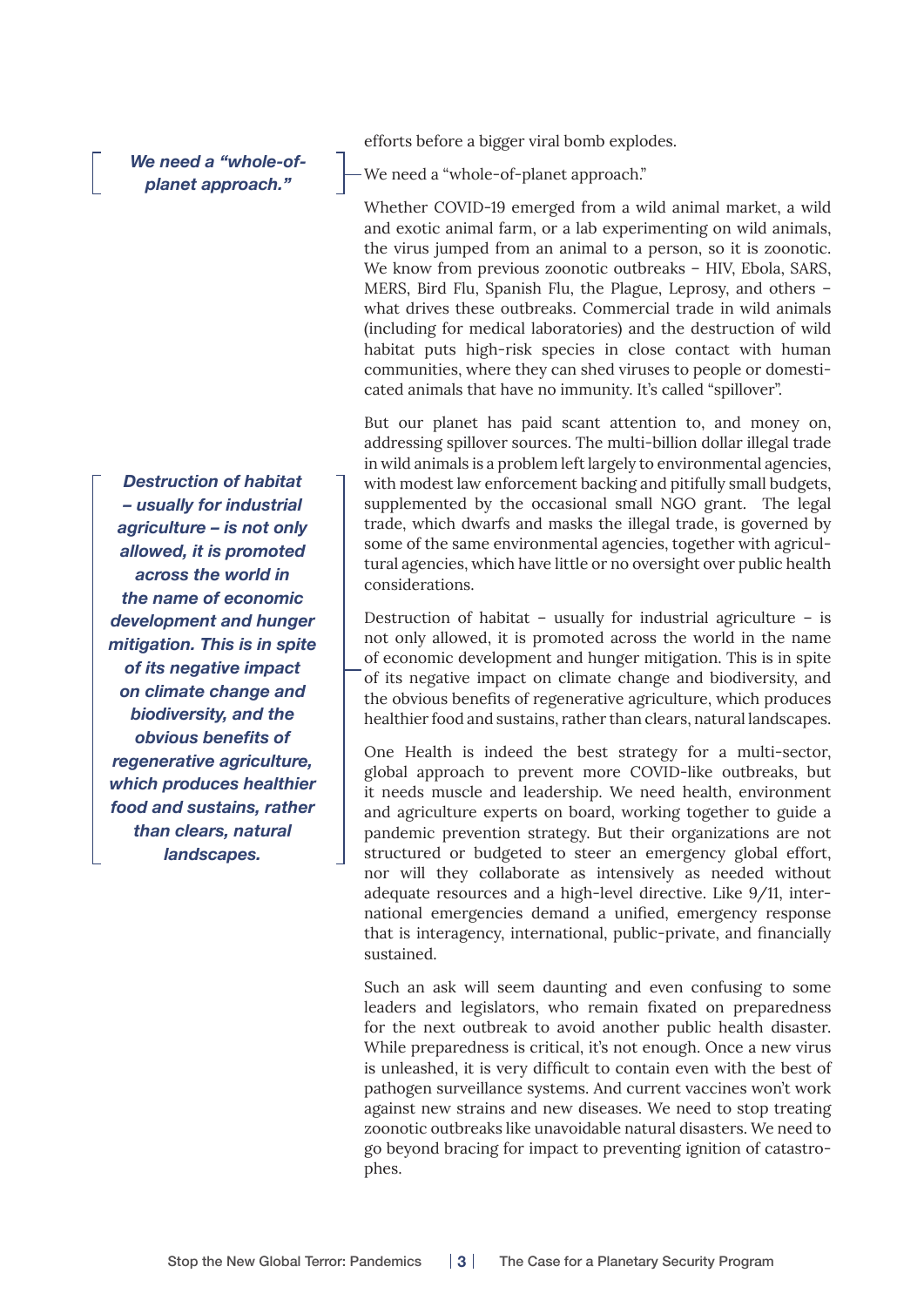efforts before a bigger viral bomb explodes.

> *We need a "whole-of-planet approach."*

We need a "whole-of-planet approach."

Whether COVID-19 emerged from a wild animal market, a wild and exotic animal farm, or a lab experimenting on wild animals, the virus jumped from an animal to a person, so it is zoonotic. We know from previous zoonotic outbreaks – HIV, Ebola, SARS, MERS, Bird Flu, Spanish Flu, the Plague, Leprosy, and others – what drives these outbreaks. Commercial trade in wild animals (including for medical laboratories) and the destruction of wild habitat puts high-risk species in close contact with human communities, where they can shed viruses to people or domesticated animals that have no immunity. It's called "spillover".

But our planet has paid scant attention to, and money on, addressing spillover sources. The multi-billion dollar illegal trade in wild animals is a problem left largely to environmental agencies, with modest law enforcement backing and pitifully small budgets, supplemented by the occasional small NGO grant. The legal trade, which dwarfs and masks the illegal trade, is governed by some of the same environmental agencies, together with agricultural agencies, which have little or no oversight over public health considerations.

> *Destruction of habitat – usually for industrial agriculture – is not only allowed, it is promoted across the world in the name of economic development and hunger mitigation. This is in spite of its negative impact on climate change and biodiversity, and the obvious benefits of regenerative agriculture, which produces healthier food and sustains, rather than clears, natural landscapes.*

Destruction of habitat – usually for industrial agriculture – is not only allowed, it is promoted across the world in the name of economic development and hunger mitigation. This is in spite of its negative impact on climate change and biodiversity, and the obvious benefits of regenerative agriculture, which produces healthier food and sustains, rather than clears, natural landscapes.

One Health is indeed the best strategy for a multi-sector, global approach to prevent more COVID-like outbreaks, but it needs muscle and leadership. We need health, environment and agriculture experts on board, working together to guide a pandemic prevention strategy. But their organizations are not structured or budgeted to steer an emergency global effort, nor will they collaborate as intensively as needed without adequate resources and a high-level directive. Like 9/11, international emergencies demand a unified, emergency response that is interagency, international, public-private, and financially sustained.

Such an ask will seem daunting and even confusing to some leaders and legislators, who remain fixated on preparedness for the next outbreak to avoid another public health disaster. While preparedness is critical, it's not enough. Once a new virus is unleashed, it is very difficult to contain even with the best of pathogen surveillance systems. And current vaccines won't work against new strains and new diseases. We need to stop treating zoonotic outbreaks like unavoidable natural disasters. We need to go beyond bracing for impact to preventing ignition of catastrophes.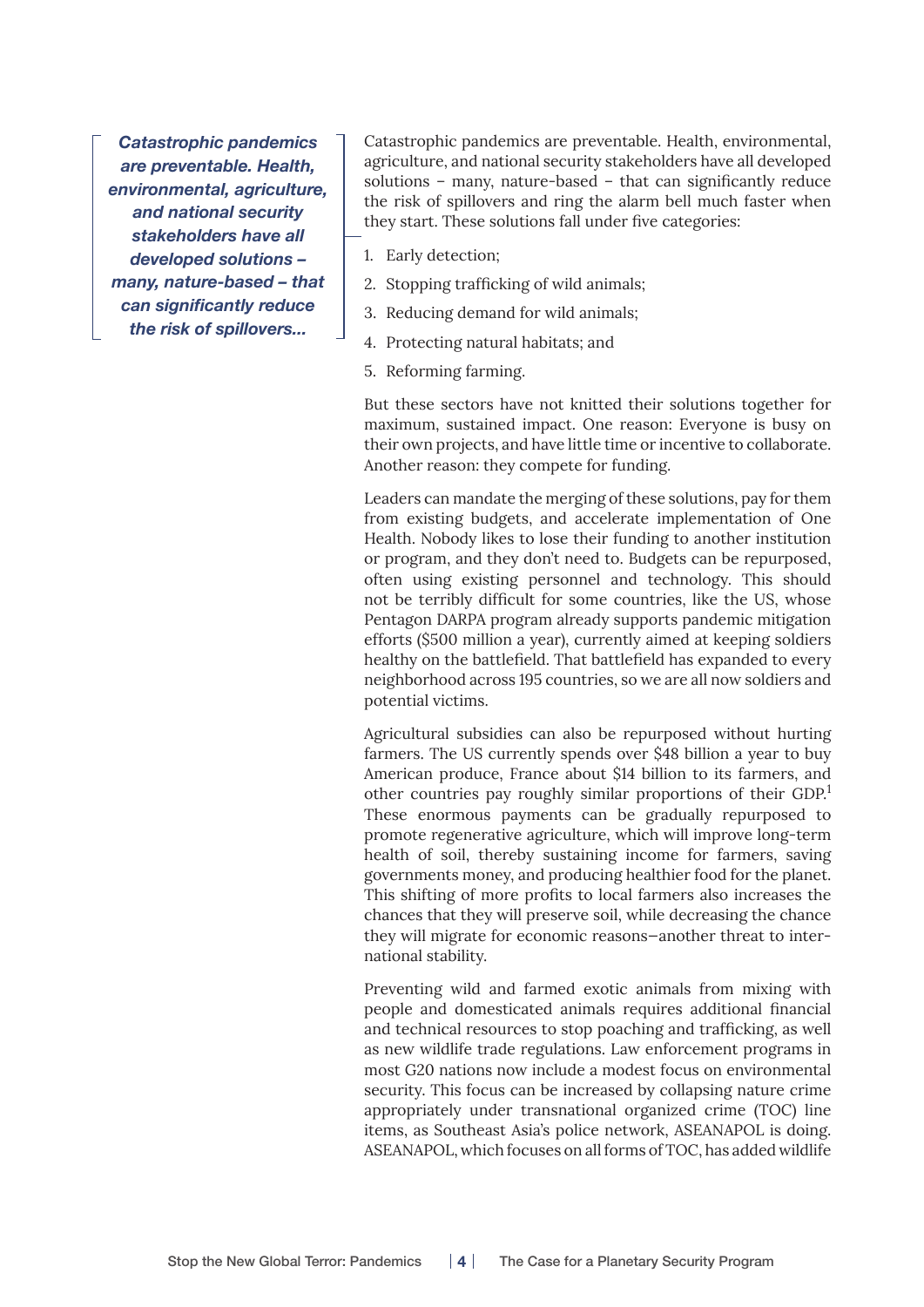*Catastrophic pandemics are preventable. Health, environmental, agriculture, and national security stakeholders have all developed solutions – many, nature-based – that can significantly reduce the risk of spillovers...*

Catastrophic pandemics are preventable. Health, environmental, agriculture, and national security stakeholders have all developed solutions – many, nature-based – that can significantly reduce the risk of spillovers and ring the alarm bell much faster when they start. These solutions fall under five categories:

1. Early detection;
2. Stopping trafficking of wild animals;
3. Reducing demand for wild animals;
4. Protecting natural habitats; and
5. Reforming farming.

But these sectors have not knitted their solutions together for maximum, sustained impact. One reason: Everyone is busy on their own projects, and have little time or incentive to collaborate. Another reason: they compete for funding.

Leaders can mandate the merging of these solutions, pay for them from existing budgets, and accelerate implementation of One Health. Nobody likes to lose their funding to another institution or program, and they don't need to. Budgets can be repurposed, often using existing personnel and technology. This should not be terribly difficult for some countries, like the US, whose Pentagon DARPA program already supports pandemic mitigation efforts ($500 million a year), currently aimed at keeping soldiers healthy on the battlefield. That battlefield has expanded to every neighborhood across 195 countries, so we are all now soldiers and potential victims.

Agricultural subsidies can also be repurposed without hurting farmers. The US currently spends over $48 billion a year to buy American produce, France about $14 billion to its farmers, and other countries pay roughly similar proportions of their GDP.[1] These enormous payments can be gradually repurposed to promote regenerative agriculture, which will improve long-term health of soil, thereby sustaining income for farmers, saving governments money, and producing healthier food for the planet. This shifting of more profits to local farmers also increases the chances that they will preserve soil, while decreasing the chance they will migrate for economic reasons—another threat to international stability.

Preventing wild and farmed exotic animals from mixing with people and domesticated animals requires additional financial and technical resources to stop poaching and trafficking, as well as new wildlife trade regulations. Law enforcement programs in most G20 nations now include a modest focus on environmental security. This focus can be increased by collapsing nature crime appropriately under transnational organized crime (TOC) line items, as Southeast Asia's police network, ASEANAPOL is doing. ASEANAPOL, which focuses on all forms of TOC, has added wildlife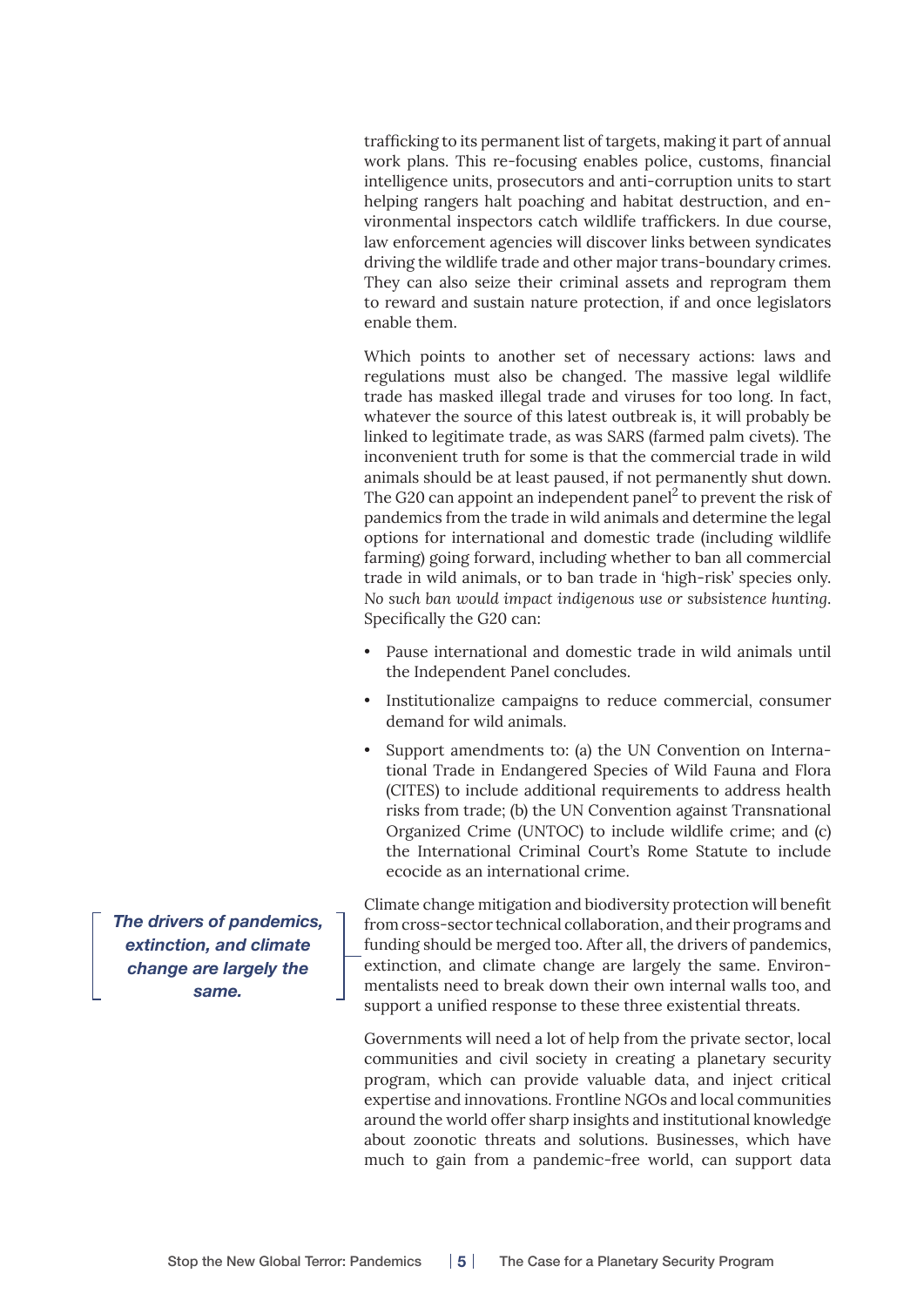trafficking to its permanent list of targets, making it part of annual work plans. This re-focusing enables police, customs, financial intelligence units, prosecutors and anti-corruption units to start helping rangers halt poaching and habitat destruction, and environmental inspectors catch wildlife traffickers. In due course, law enforcement agencies will discover links between syndicates driving the wildlife trade and other major trans-boundary crimes. They can also seize their criminal assets and reprogram them to reward and sustain nature protection, if and once legislators enable them.

Which points to another set of necessary actions: laws and regulations must also be changed. The massive legal wildlife trade has masked illegal trade and viruses for too long. In fact, whatever the source of this latest outbreak is, it will probably be linked to legitimate trade, as was SARS (farmed palm civets). The inconvenient truth for some is that the commercial trade in wild animals should be at least paused, if not permanently shut down. The G20 can appoint an independent panel[2] to prevent the risk of pandemics from the trade in wild animals and determine the legal options for international and domestic trade (including wildlife farming) going forward, including whether to ban all commercial trade in wild animals, or to ban trade in 'high-risk' species only. *No such ban would impact indigenous use or subsistence hunting.* Specifically the G20 can:

- Pause international and domestic trade in wild animals until the Independent Panel concludes.
- Institutionalize campaigns to reduce commercial, consumer demand for wild animals.
- Support amendments to: (a) the UN Convention on International Trade in Endangered Species of Wild Fauna and Flora (CITES) to include additional requirements to address health risks from trade; (b) the UN Convention against Transnational Organized Crime (UNTOC) to include wildlife crime; and (c) the International Criminal Court's Rome Statute to include ecocide as an international crime.

> ***The drivers of pandemics, extinction, and climate change are largely the same.***

Climate change mitigation and biodiversity protection will benefit from cross-sector technical collaboration, and their programs and funding should be merged too. After all, the drivers of pandemics, extinction, and climate change are largely the same. Environmentalists need to break down their own internal walls too, and support a unified response to these three existential threats.

Governments will need a lot of help from the private sector, local communities and civil society in creating a planetary security program, which can provide valuable data, and inject critical expertise and innovations. Frontline NGOs and local communities around the world offer sharp insights and institutional knowledge about zoonotic threats and solutions. Businesses, which have much to gain from a pandemic-free world, can support data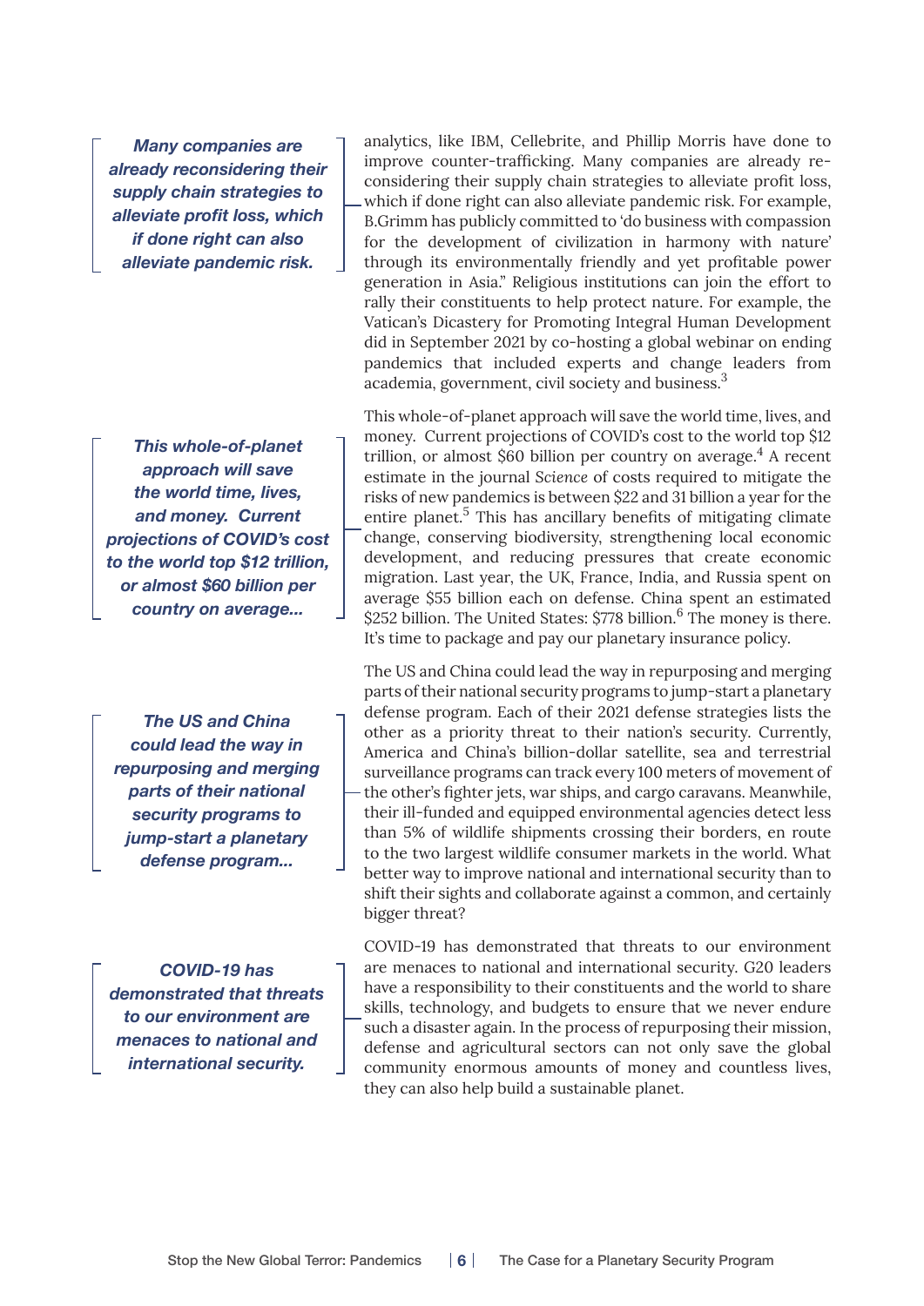> ***Many companies are already reconsidering their supply chain strategies to alleviate profit loss, which if done right can also alleviate pandemic risk.***

analytics, like IBM, Cellebrite, and Phillip Morris have done to improve counter-trafficking. Many companies are already reconsidering their supply chain strategies to alleviate profit loss, which if done right can also alleviate pandemic risk. For example, B.Grimm has publicly committed to 'do business with compassion for the development of civilization in harmony with nature' through its environmentally friendly and yet profitable power generation in Asia." Religious institutions can join the effort to rally their constituents to help protect nature. For example, the Vatican's Dicastery for Promoting Integral Human Development did in September 2021 by co-hosting a global webinar on ending pandemics that included experts and change leaders from academia, government, civil society and business.[3]

> ***This whole-of-planet approach will save the world time, lives, and money. Current projections of COVID's cost to the world top $12 trillion, or almost $60 billion per country on average...***

This whole-of-planet approach will save the world time, lives, and money. Current projections of COVID's cost to the world top $12 trillion, or almost $60 billion per country on average.[4] A recent estimate in the journal *Science* of costs required to mitigate the risks of new pandemics is between $22 and 31 billion a year for the entire planet.[5] This has ancillary benefits of mitigating climate change, conserving biodiversity, strengthening local economic development, and reducing pressures that create economic migration. Last year, the UK, France, India, and Russia spent on average $55 billion each on defense. China spent an estimated $252 billion. The United States: $778 billion.[6] The money is there. It's time to package and pay our planetary insurance policy.

> ***The US and China could lead the way in repurposing and merging parts of their national security programs to jump-start a planetary defense program...***

The US and China could lead the way in repurposing and merging parts of their national security programs to jump-start a planetary defense program. Each of their 2021 defense strategies lists the other as a priority threat to their nation's security. Currently, America and China's billion-dollar satellite, sea and terrestrial surveillance programs can track every 100 meters of movement of the other's fighter jets, war ships, and cargo caravans. Meanwhile, their ill-funded and equipped environmental agencies detect less than 5% of wildlife shipments crossing their borders, en route to the two largest wildlife consumer markets in the world. What better way to improve national and international security than to shift their sights and collaborate against a common, and certainly bigger threat?

> ***COVID-19 has demonstrated that threats to our environment are menaces to national and international security.***

COVID-19 has demonstrated that threats to our environment are menaces to national and international security. G20 leaders have a responsibility to their constituents and the world to share skills, technology, and budgets to ensure that we never endure such a disaster again. In the process of repurposing their mission, defense and agricultural sectors can not only save the global community enormous amounts of money and countless lives, they can also help build a sustainable planet.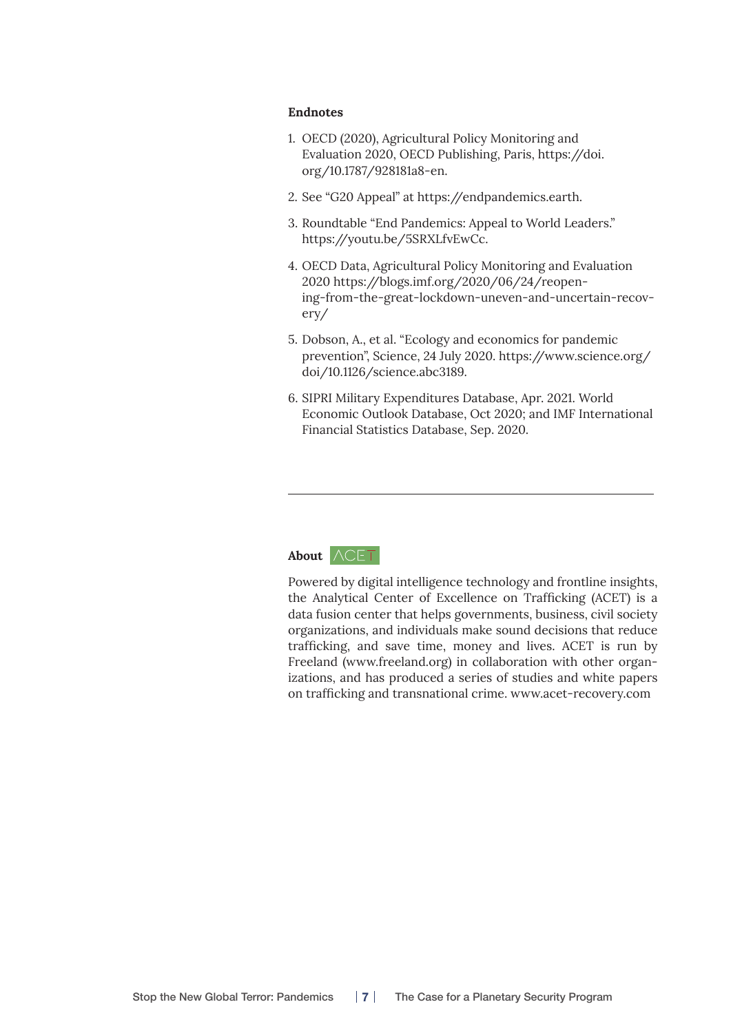## Endnotes

1. OECD (2020), Agricultural Policy Monitoring and Evaluation 2020, OECD Publishing, Paris, https://doi.org/10.1787/928181a8-en.

2. See "G20 Appeal" at https://endpandemics.earth.

3. Roundtable "End Pandemics: Appeal to World Leaders." https://youtu.be/5SRXLfvEwCc.

4. OECD Data, Agricultural Policy Monitoring and Evaluation 2020 https://blogs.imf.org/2020/06/24/reopening-from-the-great-lockdown-uneven-and-uncertain-recovery/

5. Dobson, A., et al. "Ecology and economics for pandemic prevention", Science, 24 July 2020. https://www.science.org/doi/10.1126/science.abc3189.

6. SIPRI Military Expenditures Database, Apr. 2021. World Economic Outlook Database, Oct 2020; and IMF International Financial Statistics Database, Sep. 2020.

---

## About ACET

Powered by digital intelligence technology and frontline insights, the Analytical Center of Excellence on Trafficking (ACET) is a data fusion center that helps governments, business, civil society organizations, and individuals make sound decisions that reduce trafficking, and save time, money and lives. ACET is run by Freeland (www.freeland.org) in collaboration with other organizations, and has produced a series of studies and white papers on trafficking and transnational crime. www.acet-recovery.com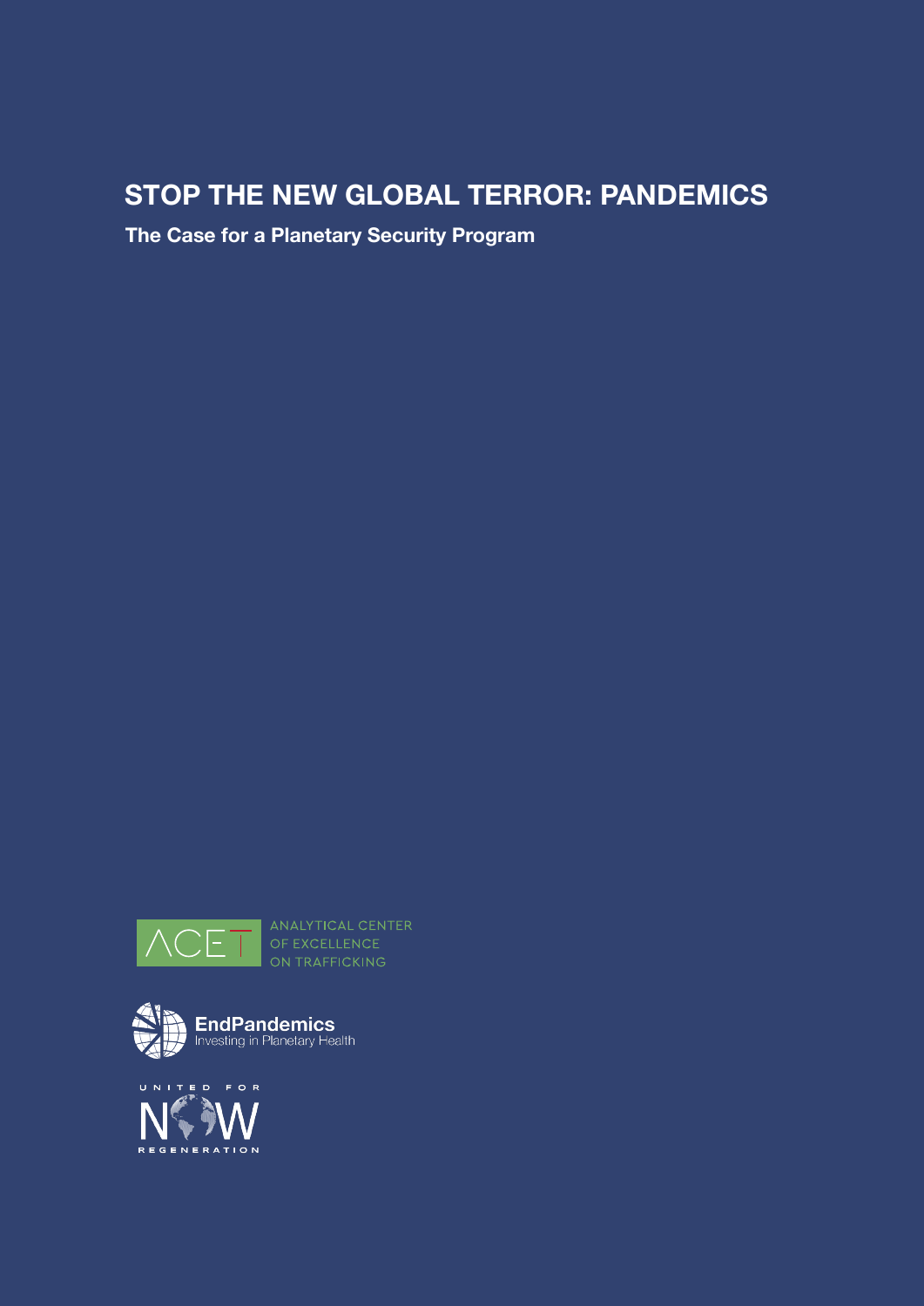# STOP THE NEW GLOBAL TERROR: PANDEMICS

**The Case for a Planetary Security Program**

ACET ANALYTICAL CENTER OF EXCELLENCE ON TRAFFICKING

EndPandemics
Investing in Planetary Health

UNITED FOR NOW REGENERATION